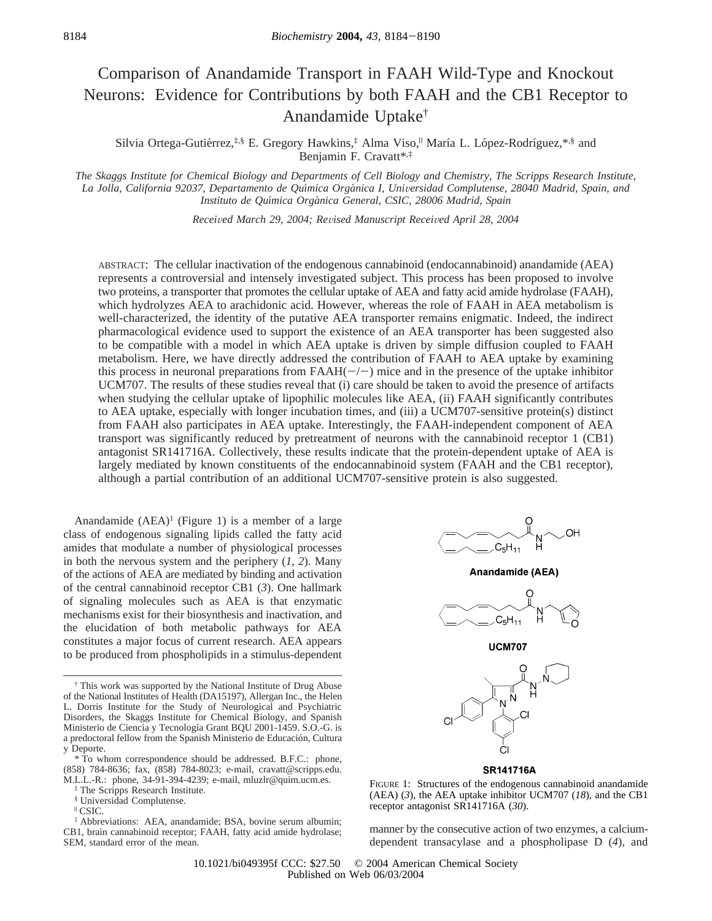# Comparison of Anandamide Transport in FAAH Wild-Type and Knockout Neurons: Evidence for Contributions by both FAAH and the CB1 Receptor to Anandamide Uptake[†]

Silvia Ortega-Gutiérrez,[‡,§] E. Gregory Hawkins,[‡] Alma Viso,[||] María L. López-Rodríguez,*[,§] and Benjamin F. Cravatt*[,‡]

*The Skaggs Institute for Chemical Biology and Departments of Cell Biology and Chemistry, The Scripps Research Institute, La Jolla, California 92037, Departamento de Química Orgánica I, Universidad Complutense, 28040 Madrid, Spain, and Instituto de Química Orgánica General, CSIC, 28006 Madrid, Spain*

*Received March 29, 2004; Revised Manuscript Received April 28, 2004*

ABSTRACT: The cellular inactivation of the endogenous cannabinoid (endocannabinoid) anandamide (AEA) represents a controversial and intensely investigated subject. This process has been proposed to involve two proteins, a transporter that promotes the cellular uptake of AEA and fatty acid amide hydrolase (FAAH), which hydrolyzes AEA to arachidonic acid. However, whereas the role of FAAH in AEA metabolism is well-characterized, the identity of the putative AEA transporter remains enigmatic. Indeed, the indirect pharmacological evidence used to support the existence of an AEA transporter has been suggested also to be compatible with a model in which AEA uptake is driven by simple diffusion coupled to FAAH metabolism. Here, we have directly addressed the contribution of FAAH to AEA uptake by examining this process in neuronal preparations from FAAH(−/−) mice and in the presence of the uptake inhibitor UCM707. The results of these studies reveal that (i) care should be taken to avoid the presence of artifacts when studying the cellular uptake of lipophilic molecules like AEA, (ii) FAAH significantly contributes to AEA uptake, especially with longer incubation times, and (iii) a UCM707-sensitive protein(s) distinct from FAAH also participates in AEA uptake. Interestingly, the FAAH-independent component of AEA transport was significantly reduced by pretreatment of neurons with the cannabinoid receptor 1 (CB1) antagonist SR141716A. Collectively, these results indicate that the protein-dependent uptake of AEA is largely mediated by known constituents of the endocannabinoid system (FAAH and the CB1 receptor), although a partial contribution of an additional UCM707-sensitive protein is also suggested.

Anandamide (AEA)[1] (Figure 1) is a member of a large class of endogenous signaling lipids called the fatty acid amides that modulate a number of physiological processes in both the nervous system and the periphery (*1, 2*). Many of the actions of AEA are mediated by binding and activation of the central cannabinoid receptor CB1 (*3*). One hallmark of signaling molecules such as AEA is that enzymatic mechanisms exist for their biosynthesis and inactivation, and the elucidation of both metabolic pathways for AEA constitutes a major focus of current research. AEA appears to be produced from phospholipids in a stimulus-dependent manner by the consecutive action of two enzymes, a calcium-dependent transacylase and a phospholipase D (*4*), and

FIGURE 1: Structures of the endogenous cannabinoid anandamide (AEA) (*3*), the AEA uptake inhibitor UCM707 (*18*), and the CB1 receptor antagonist SR141716A (*30*).

[†] This work was supported by the National Institute of Drug Abuse of the National Institutes of Health (DA15197), Allergan Inc., the Helen L. Dorris Institute for the Study of Neurological and Psychiatric Disorders, the Skaggs Institute for Chemical Biology, and Spanish Ministerio de Ciencia y Tecnología Grant BQU 2001-1459. S.O.-G. is a predoctoral fellow from the Spanish Ministerio de Educación, Cultura y Deporte.

\* To whom correspondence should be addressed. B.F.C.: phone, (858) 784-8636; fax, (858) 784-8023; e-mail, cravatt@scripps.edu. M.L.L.-R.: phone, 34-91-394-4239; e-mail, mluzlr@quim.ucm.es.

[‡] The Scripps Research Institute.

[§] Universidad Complutense.

[||] CSIC.

[1] Abbreviations: AEA, anandamide; BSA, bovine serum albumin; CB1, brain cannabinoid receptor; FAAH, fatty acid amide hydrolase; SEM, standard error of the mean.

10.1021/bi049395f CCC: \$27.50 © 2004 American Chemical Society
Published on Web 06/03/2004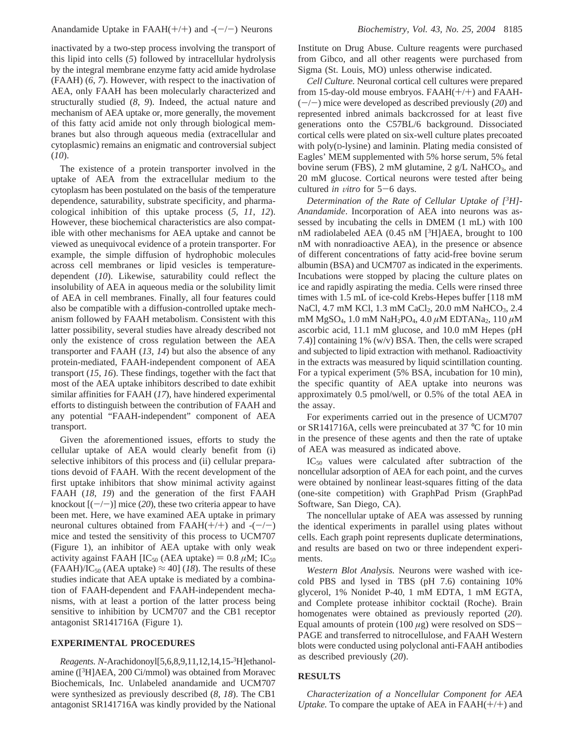inactivated by a two-step process involving the transport of this lipid into cells (*5*) followed by intracellular hydrolysis by the integral membrane enzyme fatty acid amide hydrolase (FAAH) (*6, 7*). However, with respect to the inactivation of AEA, only FAAH has been molecularly characterized and structurally studied (*8, 9*). Indeed, the actual nature and mechanism of AEA uptake or, more generally, the movement of this fatty acid amide not only through biological membranes but also through aqueous media (extracellular and cytoplasmic) remains an enigmatic and controversial subject (*10*).

The existence of a protein transporter involved in the uptake of AEA from the extracellular medium to the cytoplasm has been postulated on the basis of the temperature dependence, saturability, substrate specificity, and pharmacological inhibition of this uptake process (*5, 11, 12*). However, these biochemical characteristics are also compatible with other mechanisms for AEA uptake and cannot be viewed as unequivocal evidence of a protein transporter. For example, the simple diffusion of hydrophobic molecules across cell membranes or lipid vesicles is temperature-dependent (*10*). Likewise, saturability could reflect the insolubility of AEA in aqueous media or the solubility limit of AEA in cell membranes. Finally, all four features could also be compatible with a diffusion-controlled uptake mechanism followed by FAAH metabolism. Consistent with this latter possibility, several studies have already described not only the existence of cross regulation between the AEA transporter and FAAH (*13, 14*) but also the absence of any protein-mediated, FAAH-independent component of AEA transport (*15, 16*). These findings, together with the fact that most of the AEA uptake inhibitors described to date exhibit similar affinities for FAAH (*17*), have hindered experimental efforts to distinguish between the contribution of FAAH and any potential "FAAH-independent" component of AEA transport.

Given the aforementioned issues, efforts to study the cellular uptake of AEA would clearly benefit from (i) selective inhibitors of this process and (ii) cellular preparations devoid of FAAH. With the recent development of the first uptake inhibitors that show minimal activity against FAAH (*18, 19*) and the generation of the first FAAH knockout [(−/−)] mice (*20*), these two criteria appear to have been met. Here, we have examined AEA uptake in primary neuronal cultures obtained from FAAH(+/+) and -(−/−) mice and tested the sensitivity of this process to UCM707 (Figure 1), an inhibitor of AEA uptake with only weak activity against FAAH [$IC_{50}$ (AEA uptake) = 0.8 $\mu$M; $IC_{50}$ (FAAH)/$IC_{50}$ (AEA uptake) ≈ 40] (*18*). The results of these studies indicate that AEA uptake is mediated by a combination of FAAH-dependent and FAAH-independent mechanisms, with at least a portion of the latter process being sensitive to inhibition by UCM707 and the CB1 receptor antagonist SR141716A (Figure 1).

## EXPERIMENTAL PROCEDURES

*Reagents. N*-Arachidonoyl[5,6,8,9,11,12,14,15-$^3$H]ethanolamine ([$^3$H]AEA, 200 Ci/mmol) was obtained from Moravec Biochemicals, Inc. Unlabeled anandamide and UCM707 were synthesized as previously described (*8, 18*). The CB1 antagonist SR141716A was kindly provided by the National Institute on Drug Abuse. Culture reagents were purchased from Gibco, and all other reagents were purchased from Sigma (St. Louis, MO) unless otherwise indicated.

*Cell Culture.* Neuronal cortical cell cultures were prepared from 15-day-old mouse embryos. FAAH(+/+) and FAAH-(−/−) mice were developed as described previously (*20*) and represented inbred animals backcrossed for at least five generations onto the C57BL/6 background. Dissociated cortical cells were plated on six-well culture plates precoated with poly(D-lysine) and laminin. Plating media consisted of Eagles' MEM supplemented with 5% horse serum, 5% fetal bovine serum (FBS), 2 mM glutamine, 2 g/L $NaHCO_3$, and 20 mM glucose. Cortical neurons were tested after being cultured *in vitro* for 5−6 days.

*Determination of the Rate of Cellular Uptake of [$^3$H]-Anandamide.* Incorporation of AEA into neurons was assessed by incubating the cells in DMEM (1 mL) with 100 nM radiolabeled AEA (0.45 nM [$^3$H]AEA, brought to 100 nM with nonradioactive AEA), in the presence or absence of different concentrations of fatty acid-free bovine serum albumin (BSA) and UCM707 as indicated in the experiments. Incubations were stopped by placing the culture plates on ice and rapidly aspirating the media. Cells were rinsed three times with 1.5 mL of ice-cold Krebs-Hepes buffer [118 mM NaCl, 4.7 mM KCl, 1.3 mM $CaCl_2$, 20.0 mM $NaHCO_3$, 2.4 mM $MgSO_4$, 1.0 mM $NaH_2PO_4$, 4.0 $\mu$M $EDTANa_2$, 110 $\mu$M ascorbic acid, 11.1 mM glucose, and 10.0 mM Hepes (pH 7.4)] containing 1% (w/v) BSA. Then, the cells were scraped and subjected to lipid extraction with methanol. Radioactivity in the extracts was measured by liquid scintillation counting. For a typical experiment (5% BSA, incubation for 10 min), the specific quantity of AEA uptake into neurons was approximately 0.5 pmol/well, or 0.5% of the total AEA in the assay.

For experiments carried out in the presence of UCM707 or SR141716A, cells were preincubated at 37 °C for 10 min in the presence of these agents and then the rate of uptake of AEA was measured as indicated above.

$IC_{50}$ values were calculated after subtraction of the noncellular adsorption of AEA for each point, and the curves were obtained by nonlinear least-squares fitting of the data (one-site competition) with GraphPad Prism (GraphPad Software, San Diego, CA).

The noncellular uptake of AEA was assessed by running the identical experiments in parallel using plates without cells. Each graph point represents duplicate determinations, and results are based on two or three independent experiments.

*Western Blot Analysis.* Neurons were washed with ice-cold PBS and lysed in TBS (pH 7.6) containing 10% glycerol, 1% Nonidet P-40, 1 mM EDTA, 1 mM EGTA, and Complete protease inhibitor cocktail (Roche). Brain homogenates were obtained as previously reported (*20*). Equal amounts of protein (100 $\mu$g) were resolved on SDS−PAGE and transferred to nitrocellulose, and FAAH Western blots were conducted using polyclonal anti-FAAH antibodies as described previously (*20*).

## RESULTS

*Characterization of a Noncellular Component for AEA Uptake.* To compare the uptake of AEA in FAAH(+/+) and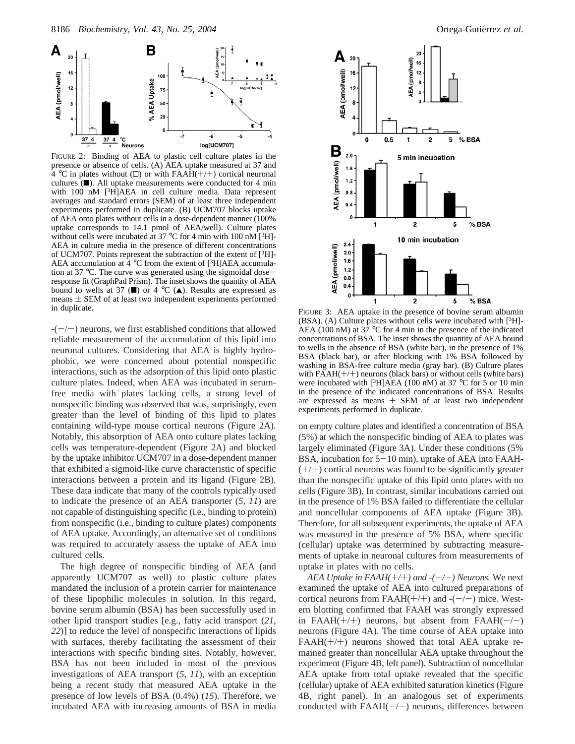FIGURE 2: Binding of AEA to plastic cell culture plates in the presence or absence of cells. (A) AEA uptake measured at 37 and 4 °C in plates without (□) or with FAAH(+/+) cortical neuronal cultures (■). All uptake measurements were conducted for 4 min with 100 nM [$^3$H]AEA in cell culture media. Data represent averages and standard errors (SEM) of at least three independent experiments performed in duplicate. (B) UCM707 blocks uptake of AEA onto plates without cells in a dose-dependent manner (100% uptake corresponds to 14.1 pmol of AEA/well). Culture plates without cells were incubated at 37 °C for 4 min with 100 nM [$^3$H]-AEA in culture media in the presence of different concentrations of UCM707. Points represent the subtraction of the extent of [$^3$H]-AEA accumulation at 4 °C from the extent of [$^3$H]AEA accumulation at 37 °C. The curve was generated using the sigmoidal dose–response fit (GraphPad Prism). The inset shows the quantity of AEA bound to wells at 37 (■) or 4 °C (▲). Results are expressed as means ± SEM of at least two independent experiments performed in duplicate.

-(−/−) neurons, we first established conditions that allowed reliable measurement of the accumulation of this lipid into neuronal cultures. Considering that AEA is highly hydrophobic, we were concerned about potential nonspecific interactions, such as the adsorption of this lipid onto plastic culture plates. Indeed, when AEA was incubated in serum-free media with plates lacking cells, a strong level of nonspecific binding was observed that was, surprisingly, even greater than the level of binding of this lipid to plates containing wild-type mouse cortical neurons (Figure 2A). Notably, this absorption of AEA onto culture plates lacking cells was temperature-dependent (Figure 2A) and blocked by the uptake inhibitor UCM707 in a dose-dependent manner that exhibited a sigmoid-like curve characteristic of specific interactions between a protein and its ligand (Figure 2B). These data indicate that many of the controls typically used to indicate the presence of an AEA transporter (*5*, *11*) are not capable of distinguishing specific (i.e., binding to protein) from nonspecific (i.e., binding to culture plates) components of AEA uptake. Accordingly, an alternative set of conditions was required to accurately assess the uptake of AEA into cultured cells.

The high degree of nonspecific binding of AEA (and apparently UCM707 as well) to plastic culture plates mandated the inclusion of a protein carrier for maintenance of these lipophilic molecules in solution. In this regard, bovine serum albumin (BSA) has been successfully used in other lipid transport studies [e.g., fatty acid transport (*21*, *22*)] to reduce the level of nonspecific interactions of lipids with surfaces, thereby facilitating the assessment of their interactions with specific binding sites. Notably, however, BSA has not been included in most of the previous investigations of AEA transport (*5*, *11*), with an exception being a recent study that measured AEA uptake in the presence of low levels of BSA (0.4%) (*15*). Therefore, we incubated AEA with increasing amounts of BSA in media

FIGURE 3: AEA uptake in the presence of bovine serum albumin (BSA). (A) Culture plates without cells were incubated with [$^3$H]-AEA (100 nM) at 37 °C for 4 min in the presence of the indicated concentrations of BSA. The inset shows the quantity of AEA bound to wells in the absence of BSA (white bar), in the presence of 1% BSA (black bar), or after blocking with 1% BSA followed by washing in BSA-free culture media (gray bar). (B) Culture plates with FAAH(+/+) neurons (black bars) or without cells (white bars) were incubated with [$^3$H]AEA (100 nM) at 37 °C for 5 or 10 min in the presence of the indicated concentrations of BSA. Results are expressed as means ± SEM of at least two independent experiments performed in duplicate.

on empty culture plates and identified a concentration of BSA (5%) at which the nonspecific binding of AEA to plates was largely eliminated (Figure 3A). Under these conditions (5% BSA, incubation for 5–10 min), uptake of AEA into FAAH-(+/+) cortical neurons was found to be significantly greater than the nonspecific uptake of this lipid onto plates with no cells (Figure 3B). In contrast, similar incubations carried out in the presence of 1% BSA failed to differentiate the cellular and noncellular components of AEA uptake (Figure 3B). Therefore, for all subsequent experiments, the uptake of AEA was measured in the presence of 5% BSA, where specific (cellular) uptake was determined by subtracting measurements of uptake in neuronal cultures from measurements of uptake in plates with no cells.

*AEA Uptake in FAAH(+/+) and -(−/−) Neurons.* We next examined the uptake of AEA into cultured preparations of cortical neurons from FAAH(+/+) and -(−/−) mice. Western blotting confirmed that FAAH was strongly expressed in FAAH(+/+) neurons, but absent from FAAH(−/−) neurons (Figure 4A). The time course of AEA uptake into FAAH(+/+) neurons showed that total AEA uptake remained greater than noncellular AEA uptake throughout the experiment (Figure 4B, left panel). Subtraction of noncellular AEA uptake from total uptake revealed that the specific (cellular) uptake of AEA exhibited saturation kinetics (Figure 4B, right panel). In an analogous set of experiments conducted with FAAH(−/−) neurons, differences between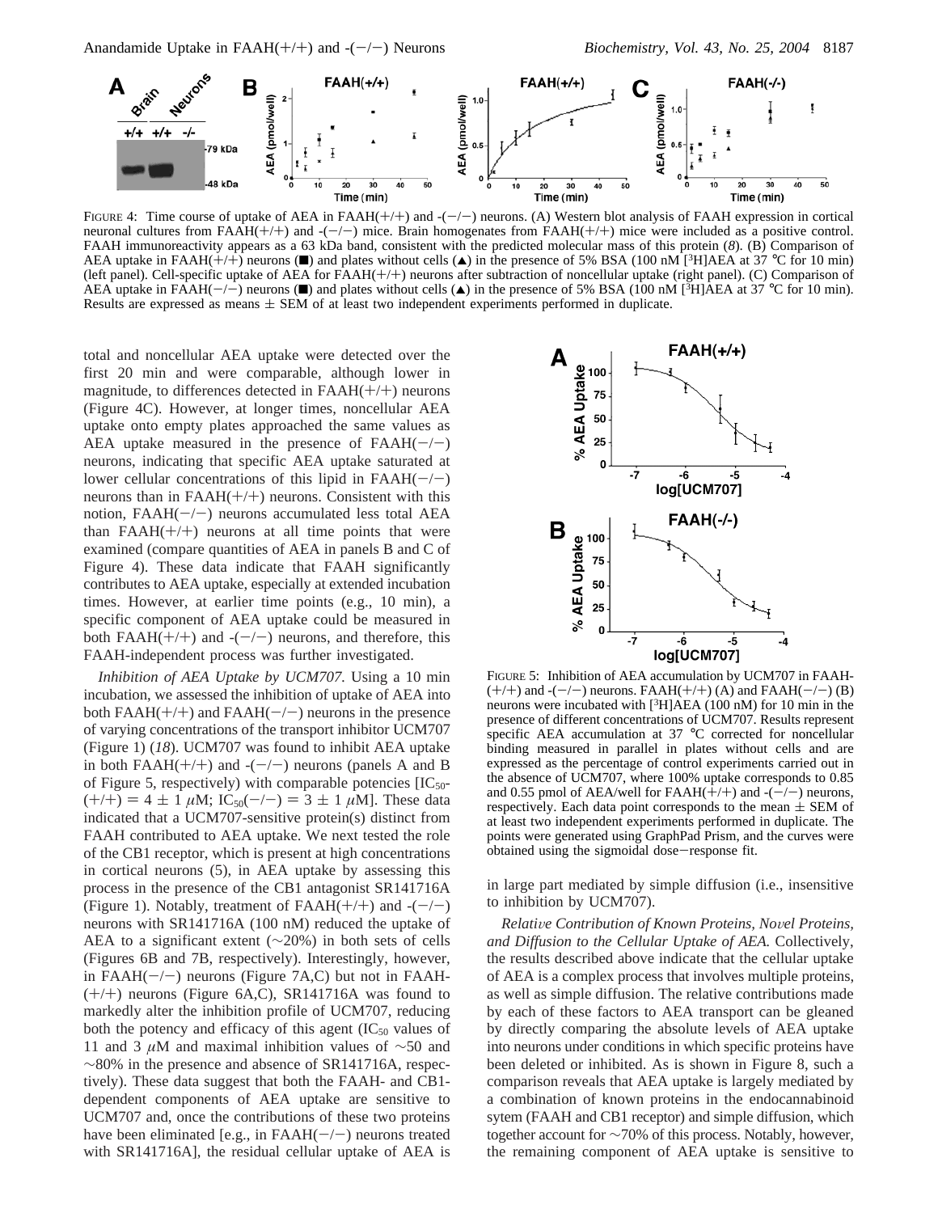FIGURE 4: Time course of uptake of AEA in FAAH(+/+) and -(−/−) neurons. (A) Western blot analysis of FAAH expression in cortical neuronal cultures from FAAH(+/+) and -(−/−) mice. Brain homogenates from FAAH(+/+) mice were included as a positive control. FAAH immunoreactivity appears as a 63 kDa band, consistent with the predicted molecular mass of this protein (*8*). (B) Comparison of AEA uptake in FAAH(+/+) neurons (■) and plates without cells (▲) in the presence of 5% BSA (100 nM [$^3$H]AEA at 37 °C for 10 min) (left panel). Cell-specific uptake of AEA for FAAH(+/+) neurons after subtraction of noncellular uptake (right panel). (C) Comparison of AEA uptake in FAAH(−/−) neurons (■) and plates without cells (▲) in the presence of 5% BSA (100 nM [$^3$H]AEA at 37 °C for 10 min). Results are expressed as means ± SEM of at least two independent experiments performed in duplicate.

total and noncellular AEA uptake were detected over the first 20 min and were comparable, although lower in magnitude, to differences detected in FAAH(+/+) neurons (Figure 4C). However, at longer times, noncellular AEA uptake onto empty plates approached the same values as AEA uptake measured in the presence of FAAH(−/−) neurons, indicating that specific AEA uptake saturated at lower cellular concentrations of this lipid in FAAH(−/−) neurons than in FAAH(+/+) neurons. Consistent with this notion, FAAH(−/−) neurons accumulated less total AEA than FAAH(+/+) neurons at all time points that were examined (compare quantities of AEA in panels B and C of Figure 4). These data indicate that FAAH significantly contributes to AEA uptake, especially at extended incubation times. However, at earlier time points (e.g., 10 min), a specific component of AEA uptake could be measured in both FAAH(+/+) and -(−/−) neurons, and therefore, this FAAH-independent process was further investigated.

*Inhibition of AEA Uptake by UCM707.* Using a 10 min incubation, we assessed the inhibition of uptake of AEA into both FAAH(+/+) and FAAH(−/−) neurons in the presence of varying concentrations of the transport inhibitor UCM707 (Figure 1) (*18*). UCM707 was found to inhibit AEA uptake in both FAAH(+/+) and -(−/−) neurons (panels A and B of Figure 5, respectively) with comparable potencies [$IC_{50}$(+/+) = 4 ± 1 $\mu$M; $IC_{50}$(−/−) = 3 ± 1 $\mu$M]. These data indicated that a UCM707-sensitive protein(s) distinct from FAAH contributed to AEA uptake. We next tested the role of the CB1 receptor, which is present at high concentrations in cortical neurons (5), in AEA uptake by assessing this process in the presence of the CB1 antagonist SR141716A (Figure 1). Notably, treatment of FAAH(+/+) and -(−/−) neurons with SR141716A (100 nM) reduced the uptake of AEA to a significant extent (∼20%) in both sets of cells (Figures 6B and 7B, respectively). Interestingly, however, in FAAH(−/−) neurons (Figure 7A,C) but not in FAAH(+/+) neurons (Figure 6A,C), SR141716A was found to markedly alter the inhibition profile of UCM707, reducing both the potency and efficacy of this agent ($IC_{50}$ values of 11 and 3 $\mu$M and maximal inhibition values of ∼50 and ∼80% in the presence and absence of SR141716A, respectively). These data suggest that both the FAAH- and CB1-dependent components of AEA uptake are sensitive to UCM707 and, once the contributions of these two proteins have been eliminated [e.g., in FAAH(−/−) neurons treated with SR141716A], the residual cellular uptake of AEA is in large part mediated by simple diffusion (i.e., insensitive to inhibition by UCM707).

FIGURE 5: Inhibition of AEA accumulation by UCM707 in FAAH(+/+) and -(−/−) neurons. FAAH(+/+) (A) and FAAH(−/−) (B) neurons were incubated with [$^3$H]AEA (100 nM) for 10 min in the presence of different concentrations of UCM707. Results represent specific AEA accumulation at 37 °C corrected for noncellular binding measured in parallel in plates without cells and are expressed as the percentage of control experiments carried out in the absence of UCM707, where 100% uptake corresponds to 0.85 and 0.55 pmol of AEA/well for FAAH(+/+) and -(−/−) neurons, respectively. Each data point corresponds to the mean ± SEM of at least two independent experiments performed in duplicate. The points were generated using GraphPad Prism, and the curves were obtained using the sigmoidal dose−response fit.

*Relative Contribution of Known Proteins, Novel Proteins, and Diffusion to the Cellular Uptake of AEA.* Collectively, the results described above indicate that the cellular uptake of AEA is a complex process that involves multiple proteins, as well as simple diffusion. The relative contributions made by each of these factors to AEA transport can be gleaned by directly comparing the absolute levels of AEA uptake into neurons under conditions in which specific proteins have been deleted or inhibited. As is shown in Figure 8, such a comparison reveals that AEA uptake is largely mediated by a combination of known proteins in the endocannabinoid sytem (FAAH and CB1 receptor) and simple diffusion, which together account for ∼70% of this process. Notably, however, the remaining component of AEA uptake is sensitive to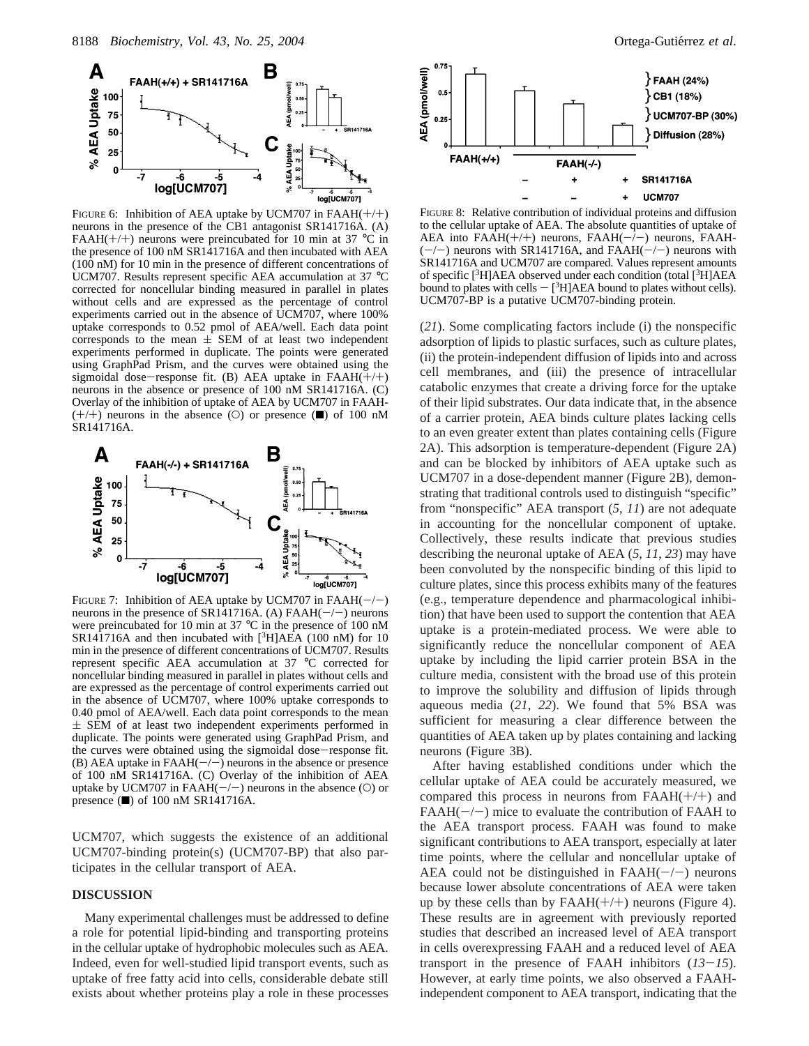FIGURE 6: Inhibition of AEA uptake by UCM707 in FAAH(+/+) neurons in the presence of the CB1 antagonist SR141716A. (A) FAAH(+/+) neurons were preincubated for 10 min at 37 °C in the presence of 100 nM SR141716A and then incubated with AEA (100 nM) for 10 min in the presence of different concentrations of UCM707. Results represent specific AEA accumulation at 37 °C corrected for noncellular binding measured in parallel in plates without cells and are expressed as the percentage of control experiments carried out in the absence of UCM707, where 100% uptake corresponds to 0.52 pmol of AEA/well. Each data point corresponds to the mean ± SEM of at least two independent experiments performed in duplicate. The points were generated using GraphPad Prism, and the curves were obtained using the sigmoidal dose−response fit. (B) AEA uptake in FAAH(+/+) neurons in the absence or presence of 100 nM SR141716A. (C) Overlay of the inhibition of uptake of AEA by UCM707 in FAAH(+/+) neurons in the absence (○) or presence (■) of 100 nM SR141716A.

FIGURE 7: Inhibition of AEA uptake by UCM707 in FAAH(−/−) neurons in the presence of SR141716A. (A) FAAH(−/−) neurons were preincubated for 10 min at 37 °C in the presence of 100 nM SR141716A and then incubated with [3H]AEA (100 nM) for 10 min in the presence of different concentrations of UCM707. Results represent specific AEA accumulation at 37 °C corrected for noncellular binding measured in parallel in plates without cells and are expressed as the percentage of control experiments carried out in the absence of UCM707, where 100% uptake corresponds to 0.40 pmol of AEA/well. Each data point corresponds to the mean ± SEM of at least two independent experiments performed in duplicate. The points were generated using GraphPad Prism, and the curves were obtained using the sigmoidal dose−response fit. (B) AEA uptake in FAAH(−/−) neurons in the absence or presence of 100 nM SR141716A. (C) Overlay of the inhibition of AEA uptake by UCM707 in FAAH(−/−) neurons in the absence (○) or presence (■) of 100 nM SR141716A.

UCM707, which suggests the existence of an additional UCM707-binding protein(s) (UCM707-BP) that also participates in the cellular transport of AEA.

## DISCUSSION

Many experimental challenges must be addressed to define a role for potential lipid-binding and transporting proteins in the cellular uptake of hydrophobic molecules such as AEA. Indeed, even for well-studied lipid transport events, such as uptake of free fatty acid into cells, considerable debate still exists about whether proteins play a role in these processes (*21*). Some complicating factors include (i) the nonspecific adsorption of lipids to plastic surfaces, such as culture plates, (ii) the protein-independent diffusion of lipids into and across cell membranes, and (iii) the presence of intracellular catabolic enzymes that create a driving force for the uptake of their lipid substrates. Our data indicate that, in the absence of a carrier protein, AEA binds culture plates lacking cells to an even greater extent than plates containing cells (Figure 2A). This adsorption is temperature-dependent (Figure 2A) and can be blocked by inhibitors of AEA uptake such as UCM707 in a dose-dependent manner (Figure 2B), demonstrating that traditional controls used to distinguish "specific" from "nonspecific" AEA transport (*5*, *11*) are not adequate in accounting for the noncellular component of uptake. Collectively, these results indicate that previous studies describing the neuronal uptake of AEA (*5*, *11*, *23*) may have been convoluted by the nonspecific binding of this lipid to culture plates, since this process exhibits many of the features (e.g., temperature dependence and pharmacological inhibition) that have been used to support the contention that AEA uptake is a protein-mediated process. We were able to significantly reduce the noncellular component of AEA uptake by including the lipid carrier protein BSA in the culture media, consistent with the broad use of this protein to improve the solubility and diffusion of lipids through aqueous media (*21*, *22*). We found that 5% BSA was sufficient for measuring a clear difference between the quantities of AEA taken up by plates containing and lacking neurons (Figure 3B).

FIGURE 8: Relative contribution of individual proteins and diffusion to the cellular uptake of AEA. The absolute quantities of uptake of AEA into FAAH(+/+) neurons, FAAH(−/−) neurons, FAAH(−/−) neurons with SR141716A, and FAAH(−/−) neurons with SR141716A and UCM707 are compared. Values represent amounts of specific [3H]AEA observed under each condition (total [3H]AEA bound to plates with cells − [3H]AEA bound to plates without cells). UCM707-BP is a putative UCM707-binding protein.

After having established conditions under which the cellular uptake of AEA could be accurately measured, we compared this process in neurons from FAAH(+/+) and FAAH(−/−) mice to evaluate the contribution of FAAH to the AEA transport process. FAAH was found to make significant contributions to AEA transport, especially at later time points, where the cellular and noncellular uptake of AEA could not be distinguished in FAAH(−/−) neurons because lower absolute concentrations of AEA were taken up by these cells than by FAAH(+/+) neurons (Figure 4). These results are in agreement with previously reported studies that described an increased level of AEA transport in cells overexpressing FAAH and a reduced level of AEA transport in the presence of FAAH inhibitors (*13*−*15*). However, at early time points, we also observed a FAAH-independent component to AEA transport, indicating that the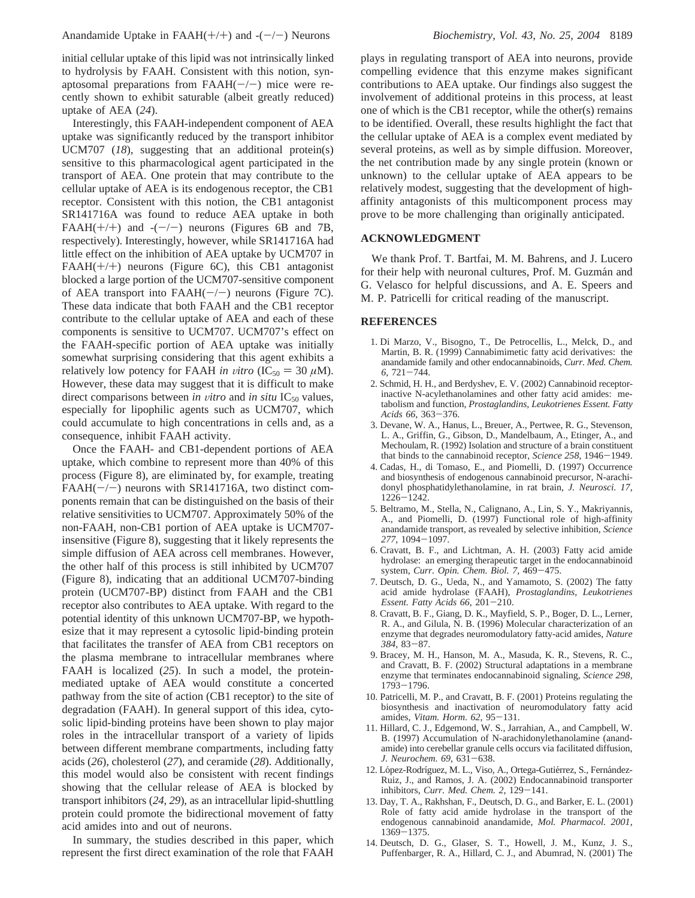initial cellular uptake of this lipid was not intrinsically linked to hydrolysis by FAAH. Consistent with this notion, synaptosomal preparations from FAAH(−/−) mice were recently shown to exhibit saturable (albeit greatly reduced) uptake of AEA (*24*).

Interestingly, this FAAH-independent component of AEA uptake was significantly reduced by the transport inhibitor UCM707 (*18*), suggesting that an additional protein(s) sensitive to this pharmacological agent participated in the transport of AEA. One protein that may contribute to the cellular uptake of AEA is its endogenous receptor, the CB1 receptor. Consistent with this notion, the CB1 antagonist SR141716A was found to reduce AEA uptake in both FAAH(+/+) and -(−/−) neurons (Figures 6B and 7B, respectively). Interestingly, however, while SR141716A had little effect on the inhibition of AEA uptake by UCM707 in FAAH(+/+) neurons (Figure 6C), this CB1 antagonist blocked a large portion of the UCM707-sensitive component of AEA transport into FAAH(−/−) neurons (Figure 7C). These data indicate that both FAAH and the CB1 receptor contribute to the cellular uptake of AEA and each of these components is sensitive to UCM707. UCM707's effect on the FAAH-specific portion of AEA uptake was initially somewhat surprising considering that this agent exhibits a relatively low potency for FAAH *in vitro* ($IC_{50}$ = 30 μM). However, these data may suggest that it is difficult to make direct comparisons between *in vitro* and *in situ* $IC_{50}$ values, especially for lipophilic agents such as UCM707, which could accumulate to high concentrations in cells and, as a consequence, inhibit FAAH activity.

Once the FAAH- and CB1-dependent portions of AEA uptake, which combine to represent more than 40% of this process (Figure 8), are eliminated by, for example, treating FAAH(−/−) neurons with SR141716A, two distinct components remain that can be distinguished on the basis of their relative sensitivities to UCM707. Approximately 50% of the non-FAAH, non-CB1 portion of AEA uptake is UCM707-insensitive (Figure 8), suggesting that it likely represents the simple diffusion of AEA across cell membranes. However, the other half of this process is still inhibited by UCM707 (Figure 8), indicating that an additional UCM707-binding protein (UCM707-BP) distinct from FAAH and the CB1 receptor also contributes to AEA uptake. With regard to the potential identity of this unknown UCM707-BP, we hypothesize that it may represent a cytosolic lipid-binding protein that facilitates the transfer of AEA from CB1 receptors on the plasma membrane to intracellular membranes where FAAH is localized (*25*). In such a model, the protein-mediated uptake of AEA would constitute a concerted pathway from the site of action (CB1 receptor) to the site of degradation (FAAH). In general support of this idea, cytosolic lipid-binding proteins have been shown to play major roles in the intracellular transport of a variety of lipids between different membrane compartments, including fatty acids (*26*), cholesterol (*27*), and ceramide (*28*). Additionally, this model would also be consistent with recent findings showing that the cellular release of AEA is blocked by transport inhibitors (*24*, *29*), as an intracellular lipid-shuttling protein could promote the bidirectional movement of fatty acid amides into and out of neurons.

In summary, the studies described in this paper, which represent the first direct examination of the role that FAAH plays in regulating transport of AEA into neurons, provide compelling evidence that this enzyme makes significant contributions to AEA uptake. Our findings also suggest the involvement of additional proteins in this process, at least one of which is the CB1 receptor, while the other(s) remains to be identified. Overall, these results highlight the fact that the cellular uptake of AEA is a complex event mediated by several proteins, as well as by simple diffusion. Moreover, the net contribution made by any single protein (known or unknown) to the cellular uptake of AEA appears to be relatively modest, suggesting that the development of high-affinity antagonists of this multicomponent process may prove to be more challenging than originally anticipated.

## ACKNOWLEDGMENT

We thank Prof. T. Bartfai, M. M. Bahrens, and J. Lucero for their help with neuronal cultures, Prof. M. Guzmán and G. Velasco for helpful discussions, and A. E. Speers and M. P. Patricelli for critical reading of the manuscript.

## REFERENCES

1. Di Marzo, V., Bisogno, T., De Petrocellis, L., Melck, D., and Martin, B. R. (1999) Cannabimimetic fatty acid derivatives: the anandamide family and other endocannabinoids, *Curr. Med. Chem. 6*, 721−744.
2. Schmid, H. H., and Berdyshev, E. V. (2002) Cannabinoid receptor-inactive N-acylethanolamines and other fatty acid amides: metabolism and function, *Prostaglandins, Leukotrienes Essent. Fatty Acids 66*, 363−376.
3. Devane, W. A., Hanus, L., Breuer, A., Pertwee, R. G., Stevenson, L. A., Griffin, G., Gibson, D., Mandelbaum, A., Etinger, A., and Mechoulam, R. (1992) Isolation and structure of a brain constituent that binds to the cannabinoid receptor, *Science 258*, 1946−1949.
4. Cadas, H., di Tomaso, E., and Piomelli, D. (1997) Occurrence and biosynthesis of endogenous cannabinoid precursor, N-arachidonyl phosphatidylethanolamine, in rat brain, *J. Neurosci. 17*, 1226−1242.
5. Beltramo, M., Stella, N., Calignano, A., Lin, S. Y., Makriyannis, A., and Piomelli, D. (1997) Functional role of high-affinity anandamide transport, as revealed by selective inhibition, *Science 277*, 1094−1097.
6. Cravatt, B. F., and Lichtman, A. H. (2003) Fatty acid amide hydrolase: an emerging therapeutic target in the endocannabinoid system, *Curr. Opin. Chem. Biol. 7*, 469−475.
7. Deutsch, D. G., Ueda, N., and Yamamoto, S. (2002) The fatty acid amide hydrolase (FAAH), *Prostaglandins, Leukotrienes Essent. Fatty Acids 66*, 201−210.
8. Cravatt, B. F., Giang, D. K., Mayfield, S. P., Boger, D. L., Lerner, R. A., and Gilula, N. B. (1996) Molecular characterization of an enzyme that degrades neuromodulatory fatty-acid amides, *Nature 384*, 83−87.
9. Bracey, M. H., Hanson, M. A., Masuda, K. R., Stevens, R. C., and Cravatt, B. F. (2002) Structural adaptations in a membrane enzyme that terminates endocannabinoid signaling, *Science 298*, 1793−1796.
10. Patricelli, M. P., and Cravatt, B. F. (2001) Proteins regulating the biosynthesis and inactivation of neuromodulatory fatty acid amides, *Vitam. Horm. 62*, 95−131.
11. Hillard, C. J., Edgemond, W. S., Jarrahian, A., and Campbell, W. B. (1997) Accumulation of N-arachidonylethanolamine (anandamide) into cerebellar granule cells occurs via facilitated diffusion, *J. Neurochem. 69*, 631−638.
12. López-Rodríguez, M. L., Viso, A., Ortega-Gutiérrez, S., Fernández-Ruiz, J., and Ramos, J. A. (2002) Endocannabinoid transporter inhibitors, *Curr. Med. Chem. 2*, 129−141.
13. Day, T. A., Rakhshan, F., Deutsch, D. G., and Barker, E. L. (2001) Role of fatty acid amide hydrolase in the transport of the endogenous cannabinoid anandamide, *Mol. Pharmacol. 2001*, 1369−1375.
14. Deutsch, D. G., Glaser, S. T., Howell, J. M., Kunz, J. S., Puffenbarger, R. A., Hillard, C. J., and Abumrad, N. (2001) The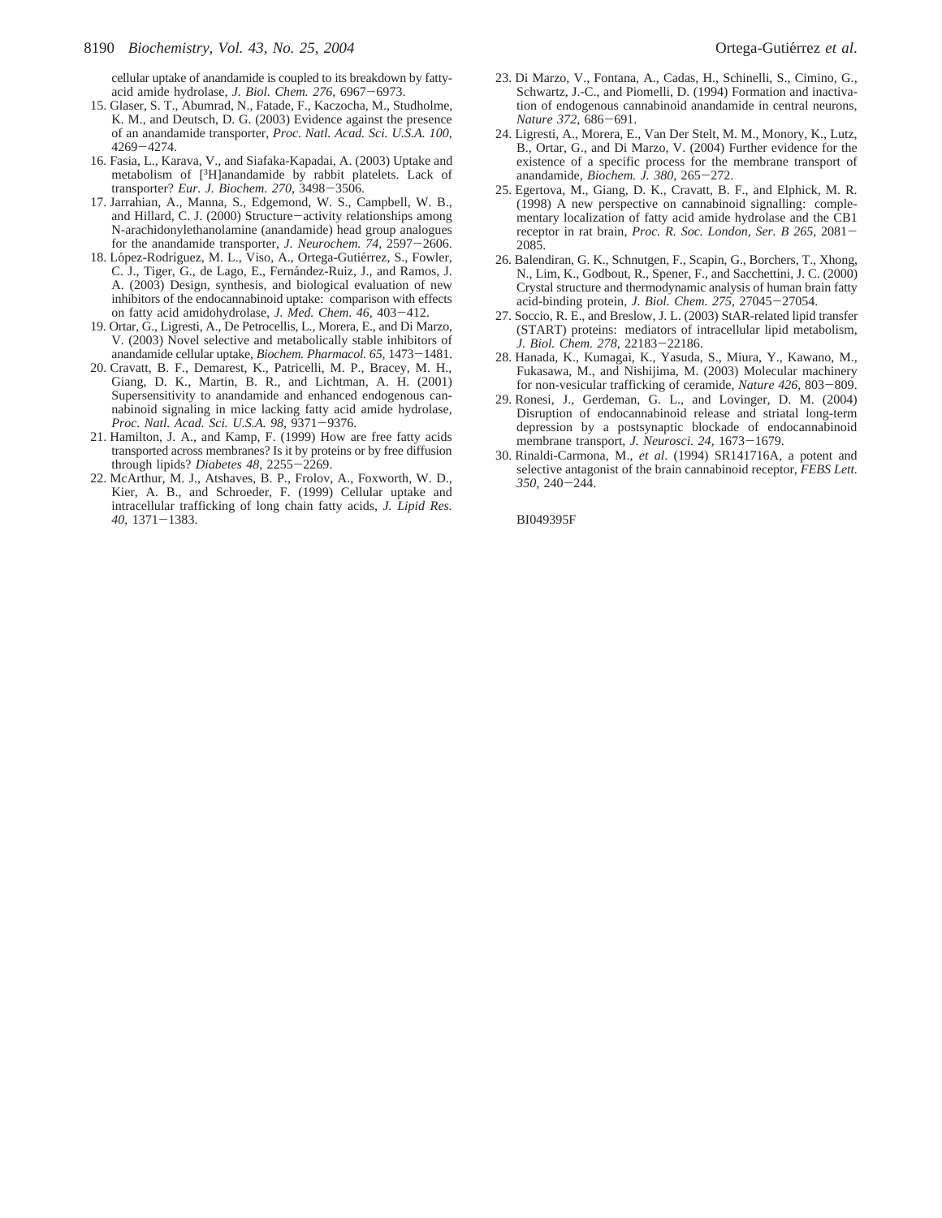cellular uptake of anandamide is coupled to its breakdown by fatty-acid amide hydrolase, *J. Biol. Chem. 276*, 6967−6973.

15. Glaser, S. T., Abumrad, N., Fatade, F., Kaczocha, M., Studholme, K. M., and Deutsch, D. G. (2003) Evidence against the presence of an anandamide transporter, *Proc. Natl. Acad. Sci. U.S.A. 100*, 4269−4274.
16. Fasia, L., Karava, V., and Siafaka-Kapadai, A. (2003) Uptake and metabolism of [$^3$H]anandamide by rabbit platelets. Lack of transporter? *Eur. J. Biochem. 270*, 3498−3506.
17. Jarrahian, A., Manna, S., Edgemond, W. S., Campbell, W. B., and Hillard, C. J. (2000) Structure−activity relationships among N-arachidonylethanolamine (anandamide) head group analogues for the anandamide transporter, *J. Neurochem. 74*, 2597−2606.
18. López-Rodríguez, M. L., Viso, A., Ortega-Gutiérrez, S., Fowler, C. J., Tiger, G., de Lago, E., Fernández-Ruiz, J., and Ramos, J. A. (2003) Design, synthesis, and biological evaluation of new inhibitors of the endocannabinoid uptake: comparison with effects on fatty acid amidohydrolase, *J. Med. Chem. 46*, 403−412.
19. Ortar, G., Ligresti, A., De Petrocellis, L., Morera, E., and Di Marzo, V. (2003) Novel selective and metabolically stable inhibitors of anandamide cellular uptake, *Biochem. Pharmacol. 65*, 1473−1481.
20. Cravatt, B. F., Demarest, K., Patricelli, M. P., Bracey, M. H., Giang, D. K., Martin, B. R., and Lichtman, A. H. (2001) Supersensitivity to anandamide and enhanced endogenous cannabinoid signaling in mice lacking fatty acid amide hydrolase, *Proc. Natl. Acad. Sci. U.S.A. 98*, 9371−9376.
21. Hamilton, J. A., and Kamp, F. (1999) How are free fatty acids transported across membranes? Is it by proteins or by free diffusion through lipids? *Diabetes 48*, 2255−2269.
22. McArthur, M. J., Atshaves, B. P., Frolov, A., Foxworth, W. D., Kier, A. B., and Schroeder, F. (1999) Cellular uptake and intracellular trafficking of long chain fatty acids, *J. Lipid Res. 40*, 1371−1383.
23. Di Marzo, V., Fontana, A., Cadas, H., Schinelli, S., Cimino, G., Schwartz, J.-C., and Piomelli, D. (1994) Formation and inactivation of endogenous cannabinoid anandamide in central neurons, *Nature 372*, 686−691.
24. Ligresti, A., Morera, E., Van Der Stelt, M. M., Monory, K., Lutz, B., Ortar, G., and Di Marzo, V. (2004) Further evidence for the existence of a specific process for the membrane transport of anandamide, *Biochem. J. 380*, 265−272.
25. Egertova, M., Giang, D. K., Cravatt, B. F., and Elphick, M. R. (1998) A new perspective on cannabinoid signalling: complementary localization of fatty acid amide hydrolase and the CB1 receptor in rat brain, *Proc. R. Soc. London, Ser. B 265*, 2081−2085.
26. Balendiran, G. K., Schnutgen, F., Scapin, G., Borchers, T., Xhong, N., Lim, K., Godbout, R., Spener, F., and Sacchettini, J. C. (2000) Crystal structure and thermodynamic analysis of human brain fatty acid-binding protein, *J. Biol. Chem. 275*, 27045−27054.
27. Soccio, R. E., and Breslow, J. L. (2003) StAR-related lipid transfer (START) proteins: mediators of intracellular lipid metabolism, *J. Biol. Chem. 278*, 22183−22186.
28. Hanada, K., Kumagai, K., Yasuda, S., Miura, Y., Kawano, M., Fukasawa, M., and Nishijima, M. (2003) Molecular machinery for non-vesicular trafficking of ceramide, *Nature 426*, 803−809.
29. Ronesi, J., Gerdeman, G. L., and Lovinger, D. M. (2004) Disruption of endocannabinoid release and striatal long-term depression by a postsynaptic blockade of endocannabinoid membrane transport, *J. Neurosci. 24*, 1673−1679.
30. Rinaldi-Carmona, M., *et al*. (1994) SR141716A, a potent and selective antagonist of the brain cannabinoid receptor, *FEBS Lett. 350*, 240−244.

BI049395F